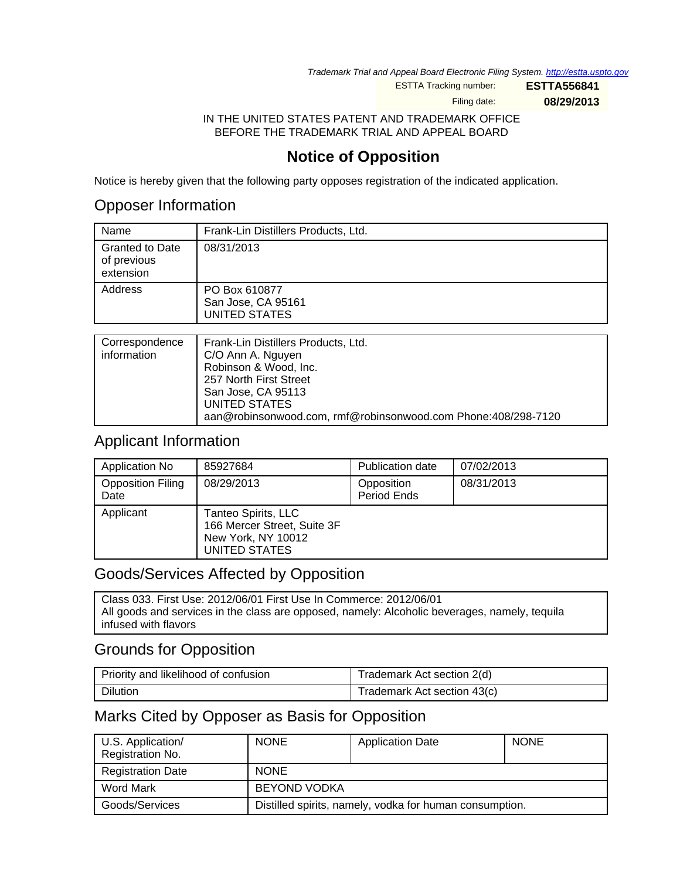*Trademark Trial and Appeal Board Electronic Filing System. http://estta.uspto.gov*

ESTTA Tracking number: **ESTTA556841**

Filing date: **08/29/2013**

IN THE UNITED STATES PATENT AND TRADEMARK OFFICE
BEFORE THE TRADEMARK TRIAL AND APPEAL BOARD

# Notice of Opposition

Notice is hereby given that the following party opposes registration of the indicated application.

## Opposer Information

| | |
|---|---|
| Name | Frank-Lin Distillers Products, Ltd. |
| Granted to Date of previous extension | 08/31/2013 |
| Address | PO Box 610877<br>San Jose, CA 95161<br>UNITED STATES |

| | |
|---|---|
| Correspondence information | Frank-Lin Distillers Products, Ltd.<br>C/O Ann A. Nguyen<br>Robinson & Wood, Inc.<br>257 North First Street<br>San Jose, CA 95113<br>UNITED STATES<br>aan@robinsonwood.com, rmf@robinsonwood.com Phone:408/298-7120 |

## Applicant Information

| | | | |
|---|---|---|---|
| Application No | 85927684 | Publication date | 07/02/2013 |
| Opposition Filing Date | 08/29/2013 | Opposition Period Ends | 08/31/2013 |
| Applicant | Tanteo Spirits, LLC<br>166 Mercer Street, Suite 3F<br>New York, NY 10012<br>UNITED STATES | | |

## Goods/Services Affected by Opposition

Class 033. First Use: 2012/06/01 First Use In Commerce: 2012/06/01
All goods and services in the class are opposed, namely: Alcoholic beverages, namely, tequila infused with flavors

## Grounds for Opposition

| | |
|---|---|
| Priority and likelihood of confusion | Trademark Act section 2(d) |
| Dilution | Trademark Act section 43(c) |

## Marks Cited by Opposer as Basis for Opposition

| | | | |
|---|---|---|---|
| U.S. Application/ Registration No. | NONE | Application Date | NONE |
| Registration Date | NONE | | |
| Word Mark | BEYOND VODKA | | |
| Goods/Services | Distilled spirits, namely, vodka for human consumption. | | |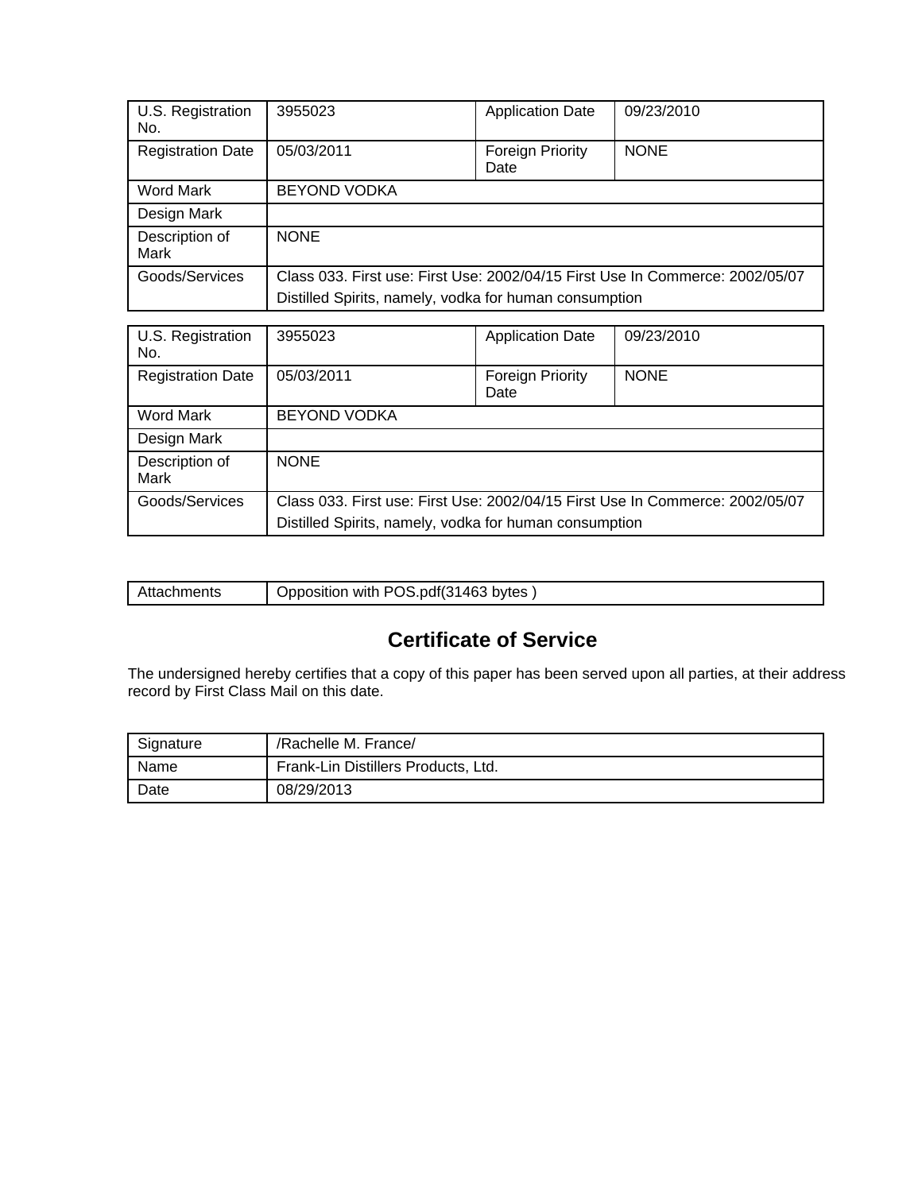| U.S. Registration No. | 3955023 | Application Date | 09/23/2010 |
| --- | --- | --- | --- |
| Registration Date | 05/03/2011 | Foreign Priority Date | NONE |
| Word Mark | BEYOND VODKA | | |
| Design Mark | | | |
| Description of Mark | NONE | | |
| Goods/Services | Class 033. First use: First Use: 2002/04/15 First Use In Commerce: 2002/05/07<br>Distilled Spirits, namely, vodka for human consumption | | |

| U.S. Registration No. | 3955023 | Application Date | 09/23/2010 |
| --- | --- | --- | --- |
| Registration Date | 05/03/2011 | Foreign Priority Date | NONE |
| Word Mark | BEYOND VODKA | | |
| Design Mark | | | |
| Description of Mark | NONE | | |
| Goods/Services | Class 033. First use: First Use: 2002/04/15 First Use In Commerce: 2002/05/07<br>Distilled Spirits, namely, vodka for human consumption | | |

| Attachments | Opposition with POS.pdf(31463 bytes ) |
| --- | --- |

## Certificate of Service

The undersigned hereby certifies that a copy of this paper has been served upon all parties, at their address record by First Class Mail on this date.

| Signature | /Rachelle M. France/ |
| --- | --- |
| Name | Frank-Lin Distillers Products, Ltd. |
| Date | 08/29/2013 |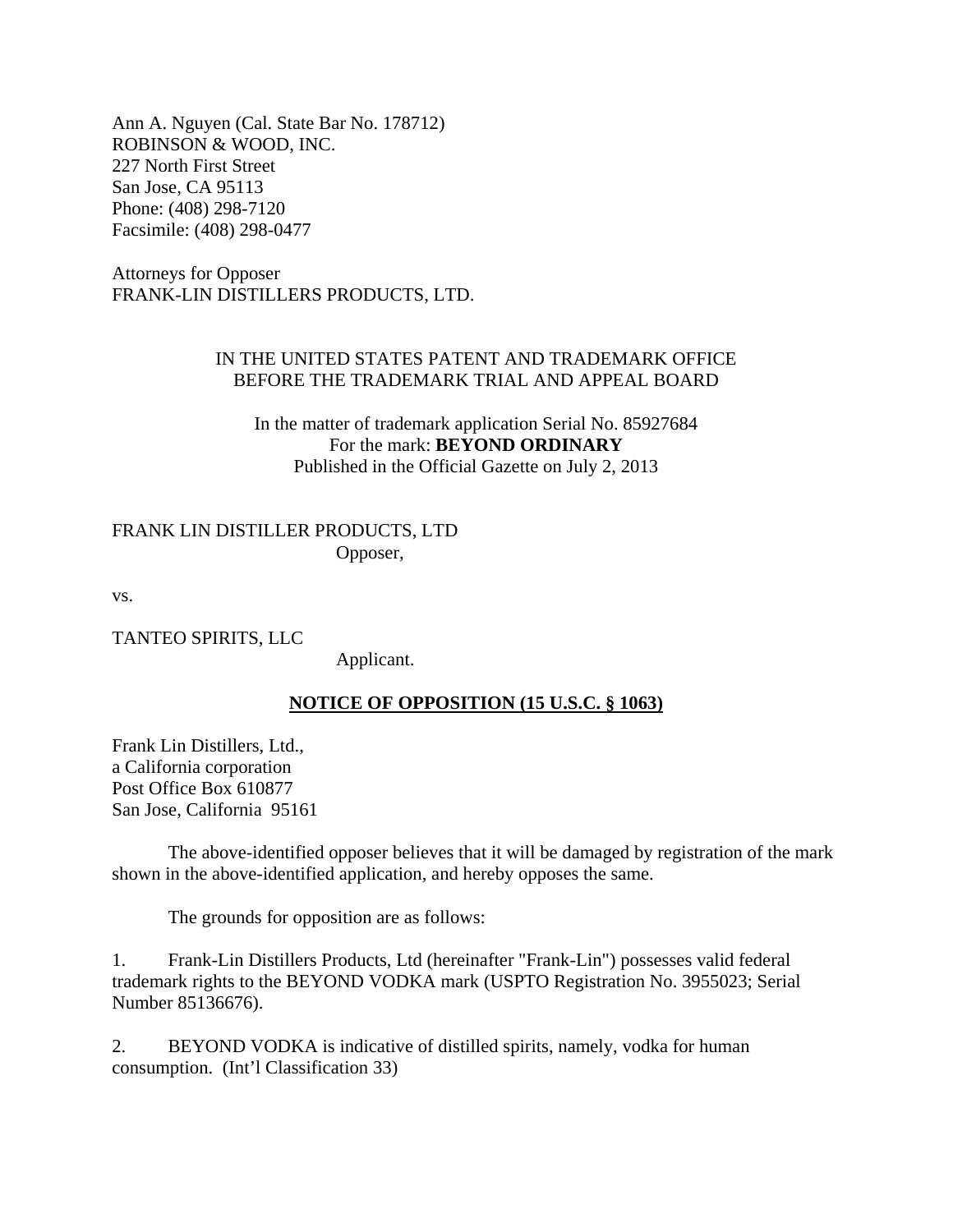Ann A. Nguyen (Cal. State Bar No. 178712)
ROBINSON & WOOD, INC.
227 North First Street
San Jose, CA 95113
Phone: (408) 298-7120
Facsimile: (408) 298-0477

Attorneys for Opposer
FRANK-LIN DISTILLERS PRODUCTS, LTD.

IN THE UNITED STATES PATENT AND TRADEMARK OFFICE
BEFORE THE TRADEMARK TRIAL AND APPEAL BOARD

In the matter of trademark application Serial No. 85927684
For the mark: **BEYOND ORDINARY**
Published in the Official Gazette on July 2, 2013

FRANK LIN DISTILLER PRODUCTS, LTD
Opposer,

vs.

TANTEO SPIRITS, LLC
Applicant.

## NOTICE OF OPPOSITION (15 U.S.C. § 1063)

Frank Lin Distillers, Ltd.,
a California corporation
Post Office Box 610877
San Jose, California 95161

The above-identified opposer believes that it will be damaged by registration of the mark shown in the above-identified application, and hereby opposes the same.

The grounds for opposition are as follows:

1. Frank-Lin Distillers Products, Ltd (hereinafter "Frank-Lin") possesses valid federal trademark rights to the BEYOND VODKA mark (USPTO Registration No. 3955023; Serial Number 85136676).

2. BEYOND VODKA is indicative of distilled spirits, namely, vodka for human consumption. (Int'l Classification 33)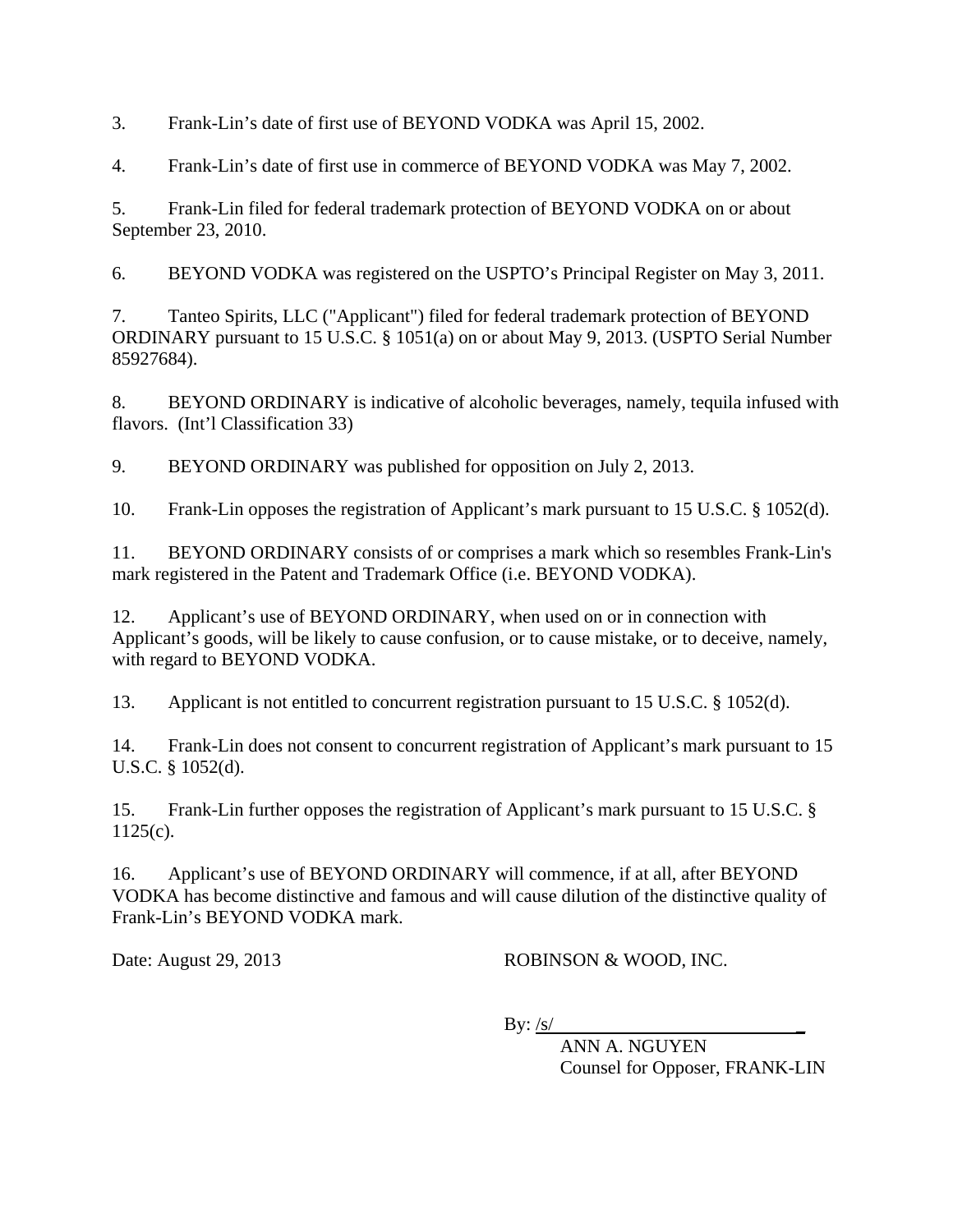3. Frank-Lin's date of first use of BEYOND VODKA was April 15, 2002.

4. Frank-Lin's date of first use in commerce of BEYOND VODKA was May 7, 2002.

5. Frank-Lin filed for federal trademark protection of BEYOND VODKA on or about September 23, 2010.

6. BEYOND VODKA was registered on the USPTO's Principal Register on May 3, 2011.

7. Tanteo Spirits, LLC ("Applicant") filed for federal trademark protection of BEYOND ORDINARY pursuant to 15 U.S.C. § 1051(a) on or about May 9, 2013. (USPTO Serial Number 85927684).

8. BEYOND ORDINARY is indicative of alcoholic beverages, namely, tequila infused with flavors. (Int'l Classification 33)

9. BEYOND ORDINARY was published for opposition on July 2, 2013.

10. Frank-Lin opposes the registration of Applicant's mark pursuant to 15 U.S.C. § 1052(d).

11. BEYOND ORDINARY consists of or comprises a mark which so resembles Frank-Lin's mark registered in the Patent and Trademark Office (i.e. BEYOND VODKA).

12. Applicant's use of BEYOND ORDINARY, when used on or in connection with Applicant's goods, will be likely to cause confusion, or to cause mistake, or to deceive, namely, with regard to BEYOND VODKA.

13. Applicant is not entitled to concurrent registration pursuant to 15 U.S.C. § 1052(d).

14. Frank-Lin does not consent to concurrent registration of Applicant's mark pursuant to 15 U.S.C. § 1052(d).

15. Frank-Lin further opposes the registration of Applicant's mark pursuant to 15 U.S.C. § 1125(c).

16. Applicant's use of BEYOND ORDINARY will commence, if at all, after BEYOND VODKA has become distinctive and famous and will cause dilution of the distinctive quality of Frank-Lin's BEYOND VODKA mark.

Date: August 29, 2013

ROBINSON & WOOD, INC.

By: /s/

ANN A. NGUYEN
Counsel for Opposer, FRANK-LIN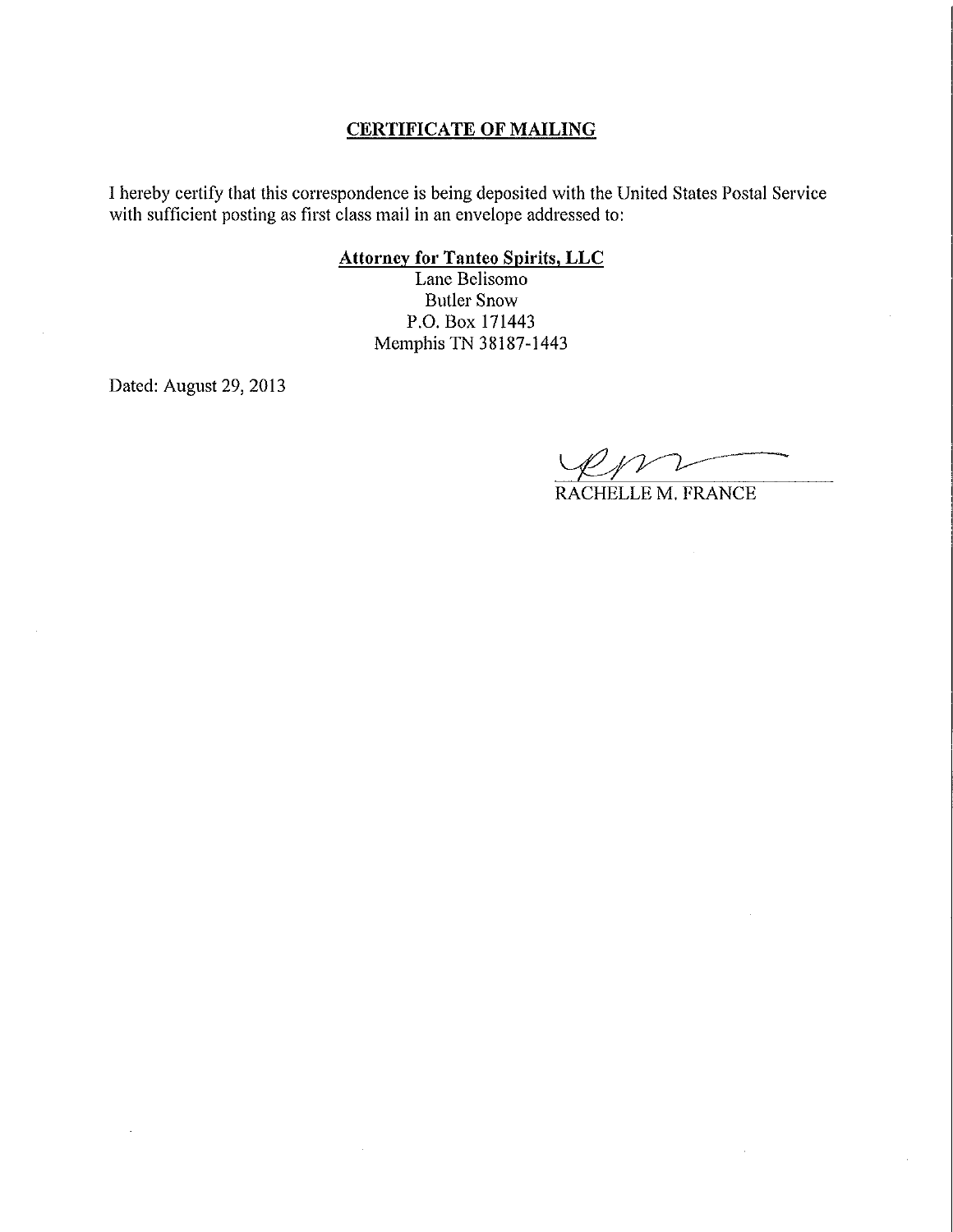## CERTIFICATE OF MAILING

I hereby certify that this correspondence is being deposited with the United States Postal Service with sufficient posting as first class mail in an envelope addressed to:

**Attorney for Tanteo Spirits, LLC**
Lane Belisomo
Butler Snow
P.O. Box 171443
Memphis TN 38187-1443

Dated: August 29, 2013

RACHELLE M. FRANCE